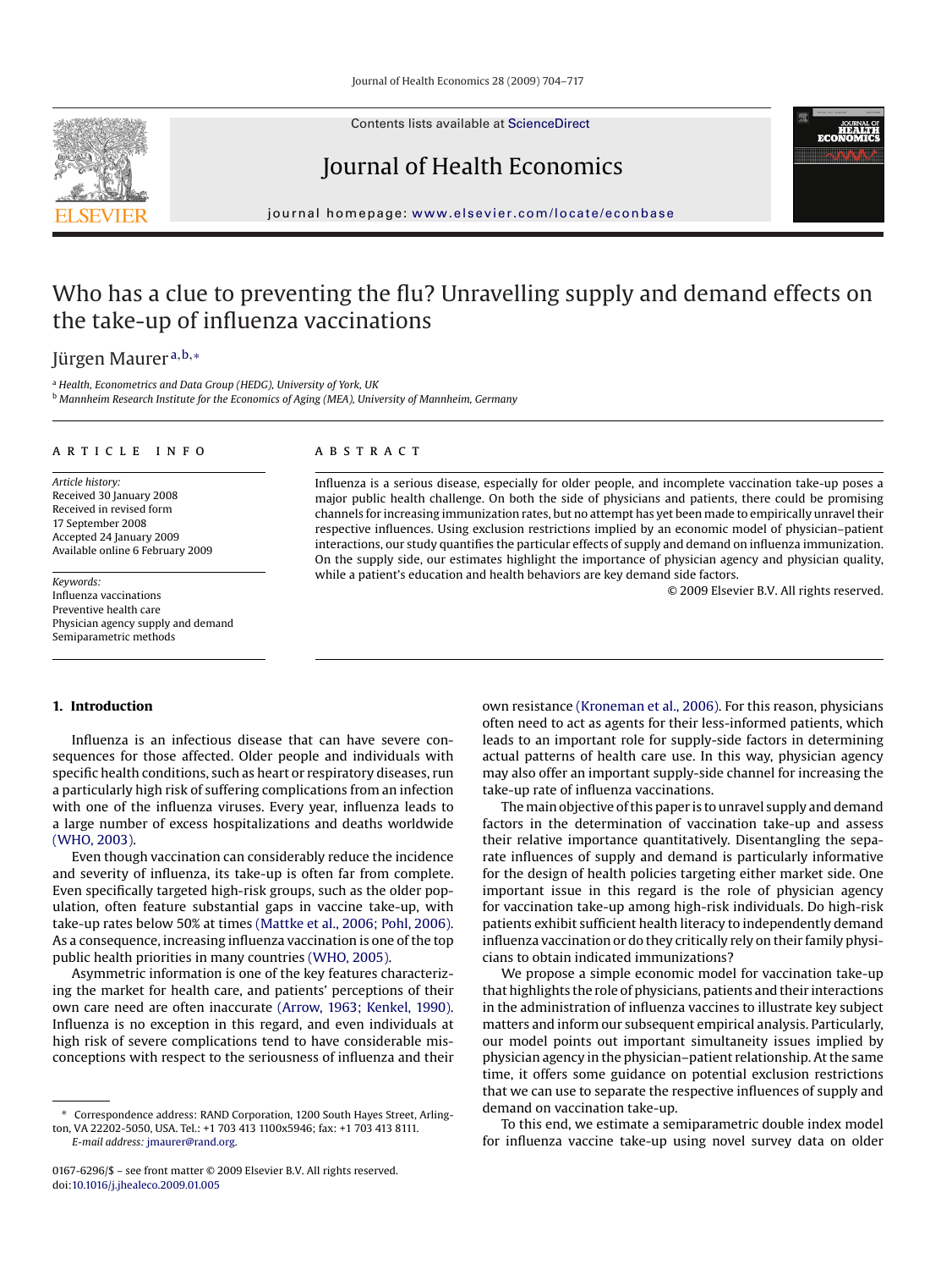# Who has a clue to preventing the flu? Unravelling supply and demand effects on the take-up of influenza vaccinations

Jürgen Maurer [a,b,*]

[a] *Health, Econometrics and Data Group (HEDG), University of York, UK*
[b] *Mannheim Research Institute for the Economics of Aging (MEA), University of Mannheim, Germany*

## ARTICLE INFO

*Article history:*
Received 30 January 2008
Received in revised form
17 September 2008
Accepted 24 January 2009
Available online 6 February 2009

*Keywords:*
Influenza vaccinations
Preventive health care
Physician agency supply and demand
Semiparametric methods

## ABSTRACT

Influenza is a serious disease, especially for older people, and incomplete vaccination take-up poses a major public health challenge. On both the side of physicians and patients, there could be promising channels for increasing immunization rates, but no attempt has yet been made to empirically unravel their respective influences. Using exclusion restrictions implied by an economic model of physician–patient interactions, our study quantifies the particular effects of supply and demand on influenza immunization. On the supply side, our estimates highlight the importance of physician agency and physician quality, while a patient's education and health behaviors are key demand side factors.

© 2009 Elsevier B.V. All rights reserved.

## 1. Introduction

Influenza is an infectious disease that can have severe consequences for those affected. Older people and individuals with specific health conditions, such as heart or respiratory diseases, run a particularly high risk of suffering complications from an infection with one of the influenza viruses. Every year, influenza leads to a large number of excess hospitalizations and deaths worldwide (WHO, 2003).

Even though vaccination can considerably reduce the incidence and severity of influenza, its take-up is often far from complete. Even specifically targeted high-risk groups, such as the older population, often feature substantial gaps in vaccine take-up, with take-up rates below 50% at times (Mattke et al., 2006; Pohl, 2006). As a consequence, increasing influenza vaccination is one of the top public health priorities in many countries (WHO, 2005).

Asymmetric information is one of the key features characterizing the market for health care, and patients' perceptions of their own care need are often inaccurate (Arrow, 1963; Kenkel, 1990). Influenza is no exception in this regard, and even individuals at high risk of severe complications tend to have considerable misconceptions with respect to the seriousness of influenza and their own resistance (Kroneman et al., 2006). For this reason, physicians often need to act as agents for their less-informed patients, which leads to an important role for supply-side factors in determining actual patterns of health care use. In this way, physician agency may also offer an important supply-side channel for increasing the take-up rate of influenza vaccinations.

The main objective of this paper is to unravel supply and demand factors in the determination of vaccination take-up and assess their relative importance quantitatively. Disentangling the separate influences of supply and demand is particularly informative for the design of health policies targeting either market side. One important issue in this regard is the role of physician agency for vaccination take-up among high-risk individuals. Do high-risk patients exhibit sufficient health literacy to independently demand influenza vaccination or do they critically rely on their family physicians to obtain indicated immunizations?

We propose a simple economic model for vaccination take-up that highlights the role of physicians, patients and their interactions in the administration of influenza vaccines to illustrate key subject matters and inform our subsequent empirical analysis. Particularly, our model points out important simultaneity issues implied by physician agency in the physician–patient relationship. At the same time, it offers some guidance on potential exclusion restrictions that we can use to separate the respective influences of supply and demand on vaccination take-up.

To this end, we estimate a semiparametric double index model for influenza vaccine take-up using novel survey data on older

---

* Correspondence address: RAND Corporation, 1200 South Hayes Street, Arlington, VA 22202-5050, USA. Tel.: +1 703 413 1100x5946; fax: +1 703 413 8111.
*E-mail address:* jmaurer@rand.org.

0167-6296/$ – see front matter © 2009 Elsevier B.V. All rights reserved.
doi:10.1016/j.jhealeco.2009.01.005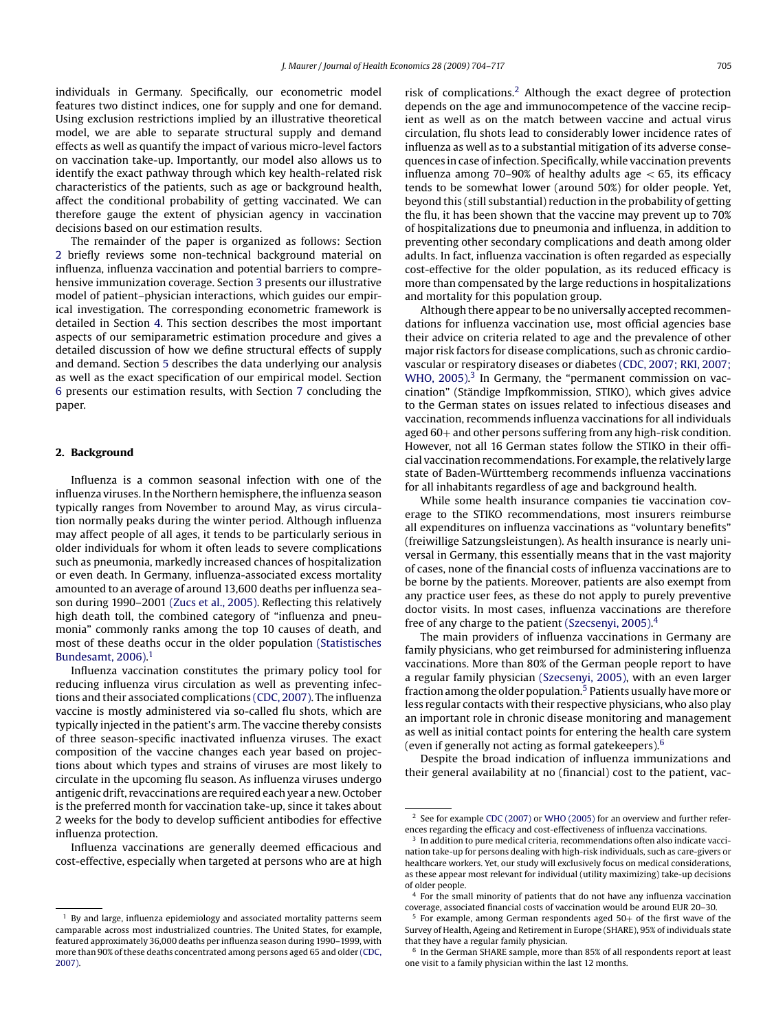individuals in Germany. Specifically, our econometric model features two distinct indices, one for supply and one for demand. Using exclusion restrictions implied by an illustrative theoretical model, we are able to separate structural supply and demand effects as well as quantify the impact of various micro-level factors on vaccination take-up. Importantly, our model also allows us to identify the exact pathway through which key health-related risk characteristics of the patients, such as age or background health, affect the conditional probability of getting vaccinated. We can therefore gauge the extent of physician agency in vaccination decisions based on our estimation results.

The remainder of the paper is organized as follows: Section 2 briefly reviews some non-technical background material on influenza, influenza vaccination and potential barriers to comprehensive immunization coverage. Section 3 presents our illustrative model of patient–physician interactions, which guides our empirical investigation. The corresponding econometric framework is detailed in Section 4. This section describes the most important aspects of our semiparametric estimation procedure and gives a detailed discussion of how we define structural effects of supply and demand. Section 5 describes the data underlying our analysis as well as the exact specification of our empirical model. Section 6 presents our estimation results, with Section 7 concluding the paper.

## 2. Background

Influenza is a common seasonal infection with one of the influenza viruses. In the Northern hemisphere, the influenza season typically ranges from November to around May, as virus circulation normally peaks during the winter period. Although influenza may affect people of all ages, it tends to be particularly serious in older individuals for whom it often leads to severe complications such as pneumonia, markedly increased chances of hospitalization or even death. In Germany, influenza-associated excess mortality amounted to an average of around 13,600 deaths per influenza season during 1990–2001 (Zucs et al., 2005). Reflecting this relatively high death toll, the combined category of "influenza and pneumonia" commonly ranks among the top 10 causes of death, and most of these deaths occur in the older population (Statistisches Bundesamt, 2006).[1]

Influenza vaccination constitutes the primary policy tool for reducing influenza virus circulation as well as preventing infections and their associated complications (CDC, 2007). The influenza vaccine is mostly administered via so-called flu shots, which are typically injected in the patient's arm. The vaccine thereby consists of three season-specific inactivated influenza viruses. The exact composition of the vaccine changes each year based on projections about which types and strains of viruses are most likely to circulate in the upcoming flu season. As influenza viruses undergo antigenic drift, revaccinations are required each year a new. October is the preferred month for vaccination take-up, since it takes about 2 weeks for the body to develop sufficient antibodies for effective influenza protection.

Influenza vaccinations are generally deemed efficacious and cost-effective, especially when targeted at persons who are at high risk of complications.[2] Although the exact degree of protection depends on the age and immunocompetence of the vaccine recipient as well as on the match between vaccine and actual virus circulation, flu shots lead to considerably lower incidence rates of influenza as well as to a substantial mitigation of its adverse consequences in case of infection. Specifically, while vaccination prevents influenza among 70–90% of healthy adults age < 65, its efficacy tends to be somewhat lower (around 50%) for older people. Yet, beyond this (still substantial) reduction in the probability of getting the flu, it has been shown that the vaccine may prevent up to 70% of hospitalizations due to pneumonia and influenza, in addition to preventing other secondary complications and death among older adults. In fact, influenza vaccination is often regarded as especially cost-effective for the older population, as its reduced efficacy is more than compensated by the large reductions in hospitalizations and mortality for this population group.

Although there appear to be no universally accepted recommendations for influenza vaccination use, most official agencies base their advice on criteria related to age and the prevalence of other major risk factors for disease complications, such as chronic cardiovascular or respiratory diseases or diabetes (CDC, 2007; RKI, 2007; WHO, 2005).[3] In Germany, the "permanent commission on vaccination" (Ständige Impfkommission, STIKO), which gives advice to the German states on issues related to infectious diseases and vaccination, recommends influenza vaccinations for all individuals aged 60+ and other persons suffering from any high-risk condition. However, not all 16 German states follow the STIKO in their official vaccination recommendations. For example, the relatively large state of Baden-Württemberg recommends influenza vaccinations for all inhabitants regardless of age and background health.

While some health insurance companies tie vaccination coverage to the STIKO recommendations, most insurers reimburse all expenditures on influenza vaccinations as "voluntary benefits" (freiwillige Satzungsleistungen). As health insurance is nearly universal in Germany, this essentially means that in the vast majority of cases, none of the financial costs of influenza vaccinations are to be borne by the patients. Moreover, patients are also exempt from any practice user fees, as these do not apply to purely preventive doctor visits. In most cases, influenza vaccinations are therefore free of any charge to the patient (Szecsenyi, 2005).[4]

The main providers of influenza vaccinations in Germany are family physicians, who get reimbursed for administering influenza vaccinations. More than 80% of the German people report to have a regular family physician (Szecsenyi, 2005), with an even larger fraction among the older population.[5] Patients usually have more or less regular contacts with their respective physicians, who also play an important role in chronic disease monitoring and management as well as initial contact points for entering the health care system (even if generally not acting as formal gatekeepers).[6]

Despite the broad indication of influenza immunizations and their general availability at no (financial) cost to the patient, vac-

---

[1] By and large, influenza epidemiology and associated mortality patterns seem camparable across most industrialized countries. The United States, for example, featured approximately 36,000 deaths per influenza season during 1990–1999, with more than 90% of these deaths concentrated among persons aged 65 and older (CDC, 2007).

[2] See for example CDC (2007) or WHO (2005) for an overview and further references regarding the efficacy and cost-effectiveness of influenza vaccinations.

[3] In addition to pure medical criteria, recommendations often also indicate vaccination take-up for persons dealing with high-risk individuals, such as care-givers or healthcare workers. Yet, our study will exclusively focus on medical considerations, as these appear most relevant for individual (utility maximizing) take-up decisions of older people.

[4] For the small minority of patients that do not have any influenza vaccination coverage, associated financial costs of vaccination would be around EUR 20–30.

[5] For example, among German respondents aged 50+ of the first wave of the Survey of Health, Ageing and Retirement in Europe (SHARE), 95% of individuals state that they have a regular family physician.

[6] In the German SHARE sample, more than 85% of all respondents report at least one visit to a family physician within the last 12 months.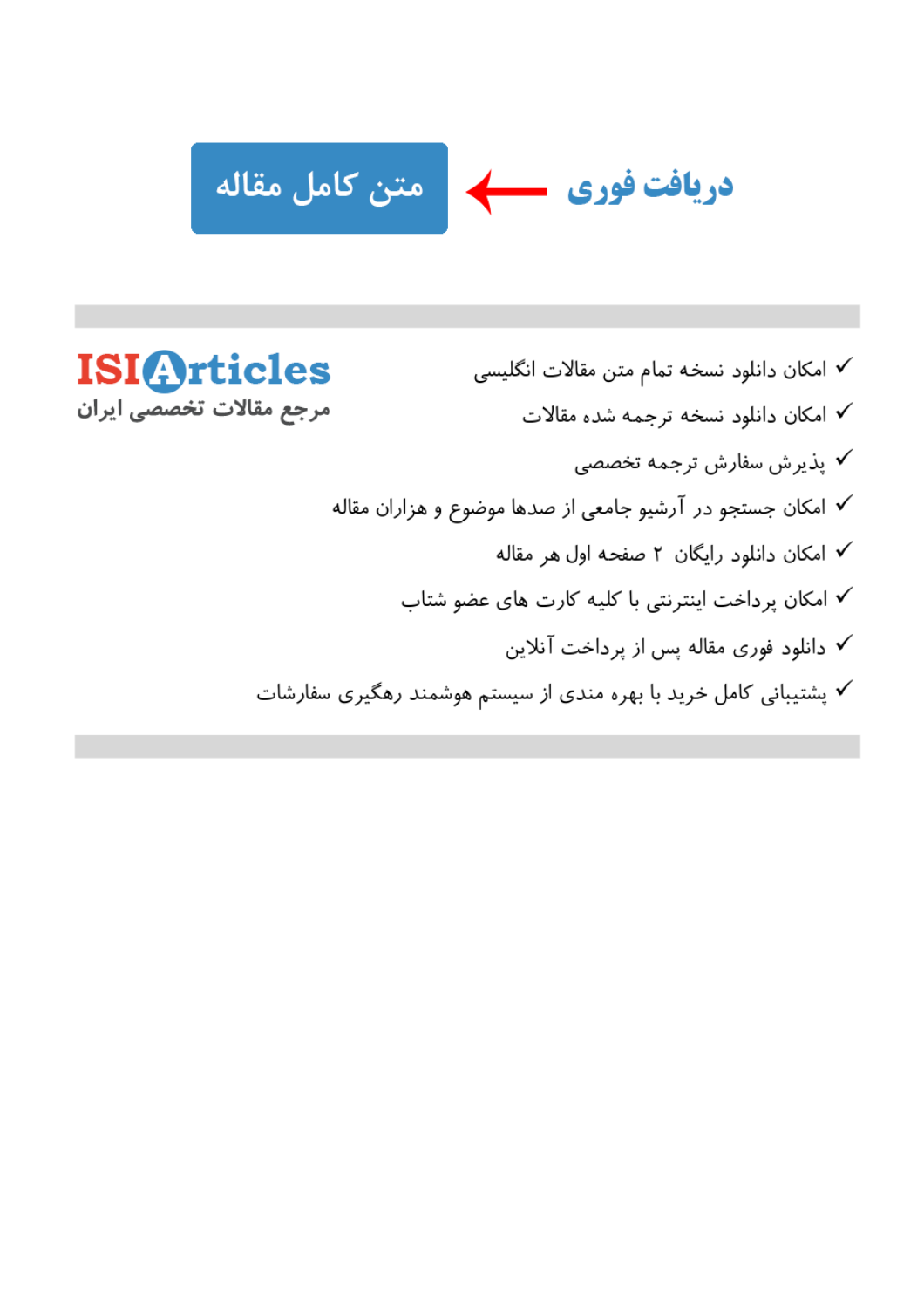دریافت فوری ← متن کامل مقاله

**ISIArticles**
مرجع مقالات تخصصی ایران

- ✓ امکان دانلود نسخه تمام متن مقالات انگلیسی
- ✓ امکان دانلود نسخه ترجمه شده مقالات
- ✓ پذیرش سفارش ترجمه تخصصی
- ✓ امکان جستجو در آرشیو جامعی از صدها موضوع و هزاران مقاله
- ✓ امکان دانلود رایگان ۲ صفحه اول هر مقاله
- ✓ امکان پرداخت اینترنتی با کلیه کارت های عضو شتاب
- ✓ دانلود فوری مقاله پس از پرداخت آنلاین
- ✓ پشتیبانی کامل خرید با بهره مندی از سیستم هوشمند رهگیری سفارشات